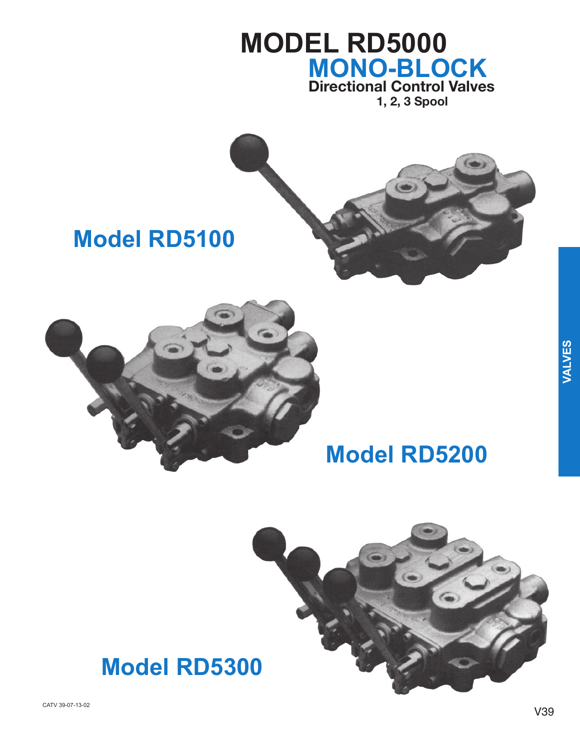# MODEL RD5000

## MONO-BLOCK

### Directional Control Valves

**1, 2, 3 Spool**

## Model RD5100

## Model RD5200

## Model RD5300

CATV 39-07-13-02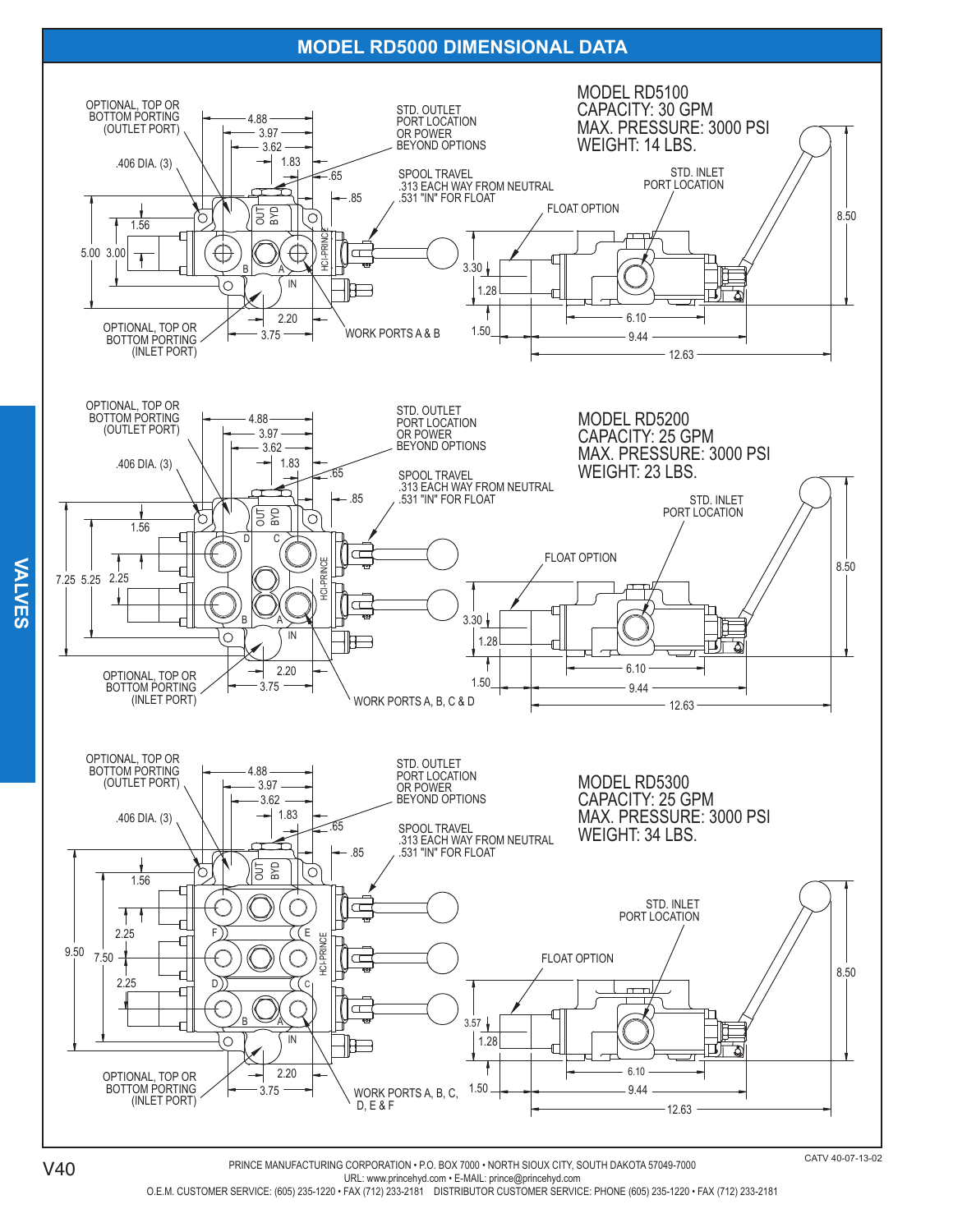## MODEL RD5000 DIMENSIONAL DATA

### MODEL RD5100
CAPACITY: 30 GPM
MAX. PRESSURE: 3000 PSI
WEIGHT: 14 LBS.

OPTIONAL, TOP OR BOTTOM PORTING (OUTLET PORT)
.406 DIA. (3)
STD. OUTLET PORT LOCATION OR POWER BEYOND OPTIONS
SPOOL TRAVEL .313 EACH WAY FROM NEUTRAL .531 "IN" FOR FLOAT
STD. INLET PORT LOCATION
FLOAT OPTION
OPTIONAL, TOP OR BOTTOM PORTING (INLET PORT)
WORK PORTS A & B

4.88, 3.97, 3.62, 1.83, .65, .85, 1.56, 5.00, 3.00, 2.20, 3.75, 3.30, 1.28, 1.50, 6.10, 9.44, 12.63, 8.50

### MODEL RD5200
CAPACITY: 25 GPM
MAX. PRESSURE: 3000 PSI
WEIGHT: 23 LBS.

OPTIONAL, TOP OR BOTTOM PORTING (OUTLET PORT)
.406 DIA. (3)
STD. OUTLET PORT LOCATION OR POWER BEYOND OPTIONS
SPOOL TRAVEL .313 EACH WAY FROM NEUTRAL .531 "IN" FOR FLOAT
STD. INLET PORT LOCATION
FLOAT OPTION
OPTIONAL, TOP OR BOTTOM PORTING (INLET PORT)
WORK PORTS A, B, C & D

4.88, 3.97, 3.62, 1.83, .65, .85, 1.56, 7.25, 5.25, 2.25, 2.20, 3.75, 3.30, 1.28, 1.50, 6.10, 9.44, 12.63, 8.50

### MODEL RD5300
CAPACITY: 25 GPM
MAX. PRESSURE: 3000 PSI
WEIGHT: 34 LBS.

OPTIONAL, TOP OR BOTTOM PORTING (OUTLET PORT)
.406 DIA. (3)
STD. OUTLET PORT LOCATION OR POWER BEYOND OPTIONS
SPOOL TRAVEL .313 EACH WAY FROM NEUTRAL .531 "IN" FOR FLOAT
STD. INLET PORT LOCATION
FLOAT OPTION
OPTIONAL, TOP OR BOTTOM PORTING (INLET PORT)
WORK PORTS A, B, C, D, E & F

4.88, 3.97, 3.62, 1.83, .65, .85, 1.56, 9.50, 7.50, 2.25, 2.25, 2.20, 3.75, 3.57, 1.28, 1.50, 6.10, 9.44, 12.63, 8.50

CATV 40-07-13-02

PRINCE MANUFACTURING CORPORATION • P.O. BOX 7000 • NORTH SIOUX CITY, SOUTH DAKOTA 57049-7000
URL: www.princehyd.com • E-MAIL: prince@princehyd.com
O.E.M. CUSTOMER SERVICE: (605) 235-1220 • FAX (712) 233-2181 DISTRIBUTOR CUSTOMER SERVICE: PHONE (605) 235-1220 • FAX (712) 233-2181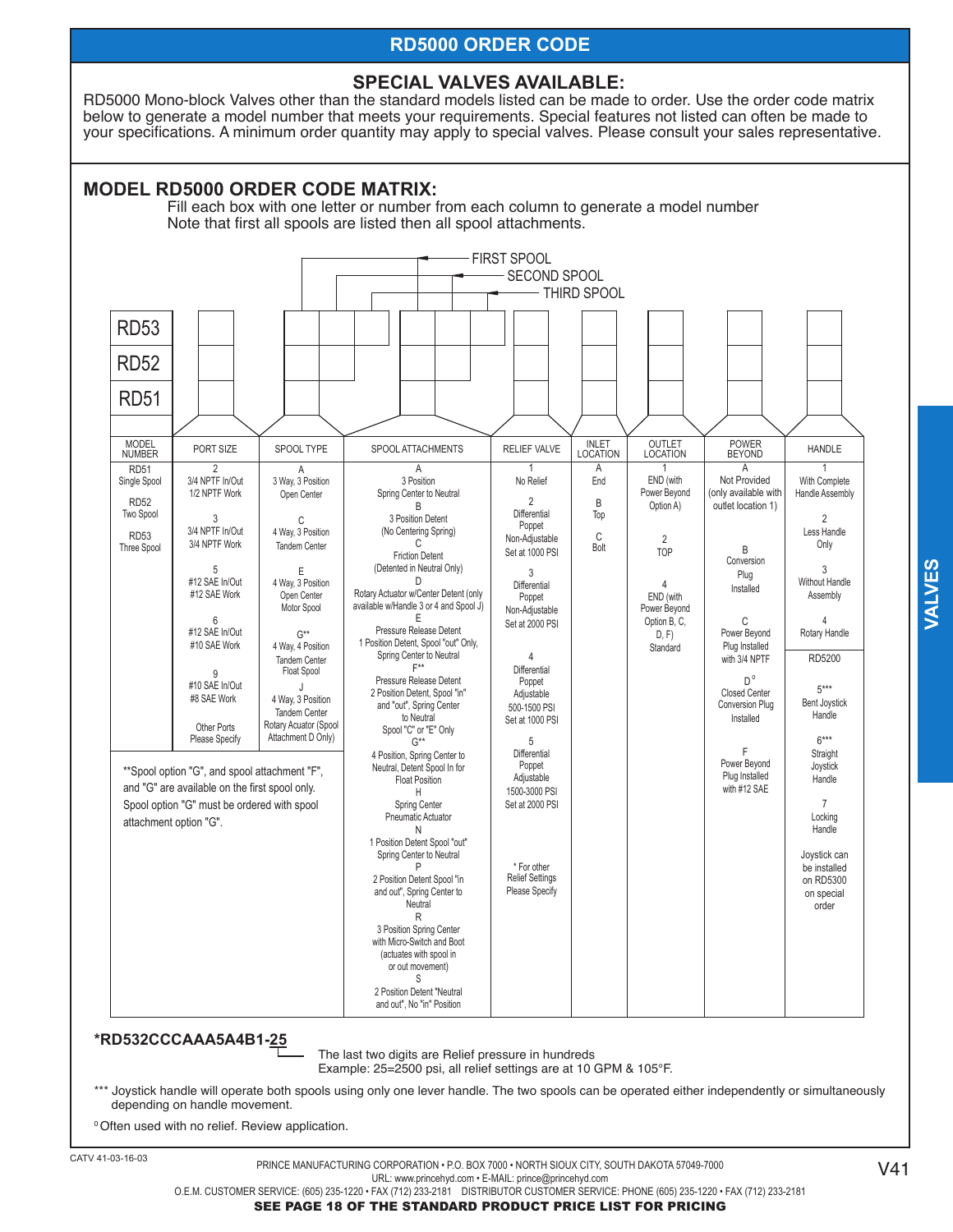## RD5000 ORDER CODE

### SPECIAL VALVES AVAILABLE:

RD5000 Mono-block Valves other than the standard models listed can be made to order. Use the order code matrix below to generate a model number that meets your requirements. Special features not listed can often be made to your specifications. A minimum order quantity may apply to special valves. Please consult your sales representative.

### MODEL RD5000 ORDER CODE MATRIX:

Fill each box with one letter or number from each column to generate a model number
Note that first all spools are listed then all spool attachments.

FIRST SPOOL
SECOND SPOOL
THIRD SPOOL

RD53
RD52
RD51

| MODEL NUMBER | PORT SIZE | SPOOL TYPE | SPOOL ATTACHMENTS | RELIEF VALVE | INLET LOCATION | OUTLET LOCATION | POWER BEYOND | HANDLE |
|---|---|---|---|---|---|---|---|---|
| RD51<br>Single Spool<br><br>RD52<br>Two Spool<br><br>RD53<br>Three Spool | 2<br>3/4 NPTF In/Out<br>1/2 NPTF Work<br><br>3<br>3/4 NPTF In/Out<br>3/4 NPTF Work<br><br>5<br>#12 SAE In/Out<br>#12 SAE Work<br><br>6<br>#12 SAE In/Out<br>#10 SAE Work<br><br>9<br>#10 SAE In/Out<br>#8 SAE Work<br><br>Other Ports<br>Please Specify | A<br>3 Way, 3 Position<br>Open Center<br><br>C<br>4 Way, 3 Position<br>Tandem Center<br><br>E<br>4 Way, 3 Position<br>Open Center<br>Motor Spool<br><br>G**<br>4 Way, 4 Position<br>Tandem Center<br>Float Spool<br><br>J<br>4 Way, 3 Position<br>Tandem Center<br>Rotary Acuator (Spool Attachment D Only) | A<br>3 Position<br>Spring Center to Neutral<br>B<br>3 Position Detent<br>(No Centering Spring)<br>C<br>Friction Detent<br>(Detented in Neutral Only)<br>D<br>Rotary Actuator w/Center Detent (only available w/Handle 3 or 4 and Spool J)<br>E<br>Pressure Release Detent<br>1 Position Detent, Spool "out" Only, Spring Center to Neutral<br>F**<br>Pressure Release Detent<br>2 Position Detent, Spool "in" and "out", Spring Center to Neutral<br>Spool "C" or "E" Only<br>G**<br>4 Position, Spring Center to Neutral, Detent Spool In for Float Position<br>H<br>Spring Center<br>Pneumatic Actuator<br>N<br>1 Position Detent Spool "out"<br>Spring Center to Neutral<br>P<br>2 Position Detent Spool "in and out", Spring Center to Neutral<br>R<br>3 Position Spring Center with Micro-Switch and Boot (actuates with spool in or out movement)<br>S<br>2 Position Detent "Neutral and out", No "in" Position | 1<br>No Relief<br><br>2<br>Differential Poppet<br>Non-Adjustable<br>Set at 1000 PSI<br><br>3<br>Differential Poppet<br>Non-Adjustable<br>Set at 2000 PSI<br><br>4<br>Differential Poppet<br>Adjustable<br>500-1500 PSI<br>Set at 1000 PSI<br><br>5<br>Differential Poppet<br>Adjustable<br>1500-3000 PSI<br>Set at 2000 PSI<br><br>* For other Relief Settings Please Specify | A<br>End<br><br>B<br>Top<br><br>C<br>Bolt | 1<br>END (with Power Beyond Option A)<br><br>2<br>TOP<br><br>4<br>END (with Power Beyond Option B, C, D, F)<br>Standard | A<br>Not Provided (only available with outlet location 1)<br><br>B<br>Conversion Plug Installed<br><br>C<br>Power Beyond Plug Installed with 3/4 NPTF<br><br>D°<br>Closed Center Conversion Plug Installed<br><br>F<br>Power Beyond Plug Installed with #12 SAE | 1<br>With Complete Handle Assembly<br><br>2<br>Less Handle Only<br><br>3<br>Without Handle Assembly<br><br>4<br>Rotary Handle<br><br>RD5200<br><br>5***<br>Bent Joystick Handle<br><br>6***<br>Straight Joystick Handle<br><br>7<br>Locking Handle<br><br>Joystick can be installed on RD5300 on special order |

**Spool option "G", and spool attachment "F", and "G" are available on the first spool only. Spool option "G" must be ordered with spool attachment option "G".

***RD532CCCAAA5A4B1-25**

The last two digits are Relief pressure in hundreds
Example: 25=2500 psi, all relief settings are at 10 GPM & 105°F.

*** Joystick handle will operate both spools using only one lever handle. The two spools can be operated either independently or simultaneously depending on handle movement.

° Often used with no relief. Review application.

CATV 41-03-16-03

PRINCE MANUFACTURING CORPORATION • P.O. BOX 7000 • NORTH SIOUX CITY, SOUTH DAKOTA 57049-7000
URL: www.princehyd.com • E-MAIL: prince@princehyd.com
O.E.M. CUSTOMER SERVICE: (605) 235-1220 • FAX (712) 233-2181 DISTRIBUTOR CUSTOMER SERVICE: PHONE (605) 235-1220 • FAX (712) 233-2181

**SEE PAGE 18 OF THE STANDARD PRODUCT PRICE LIST FOR PRICING**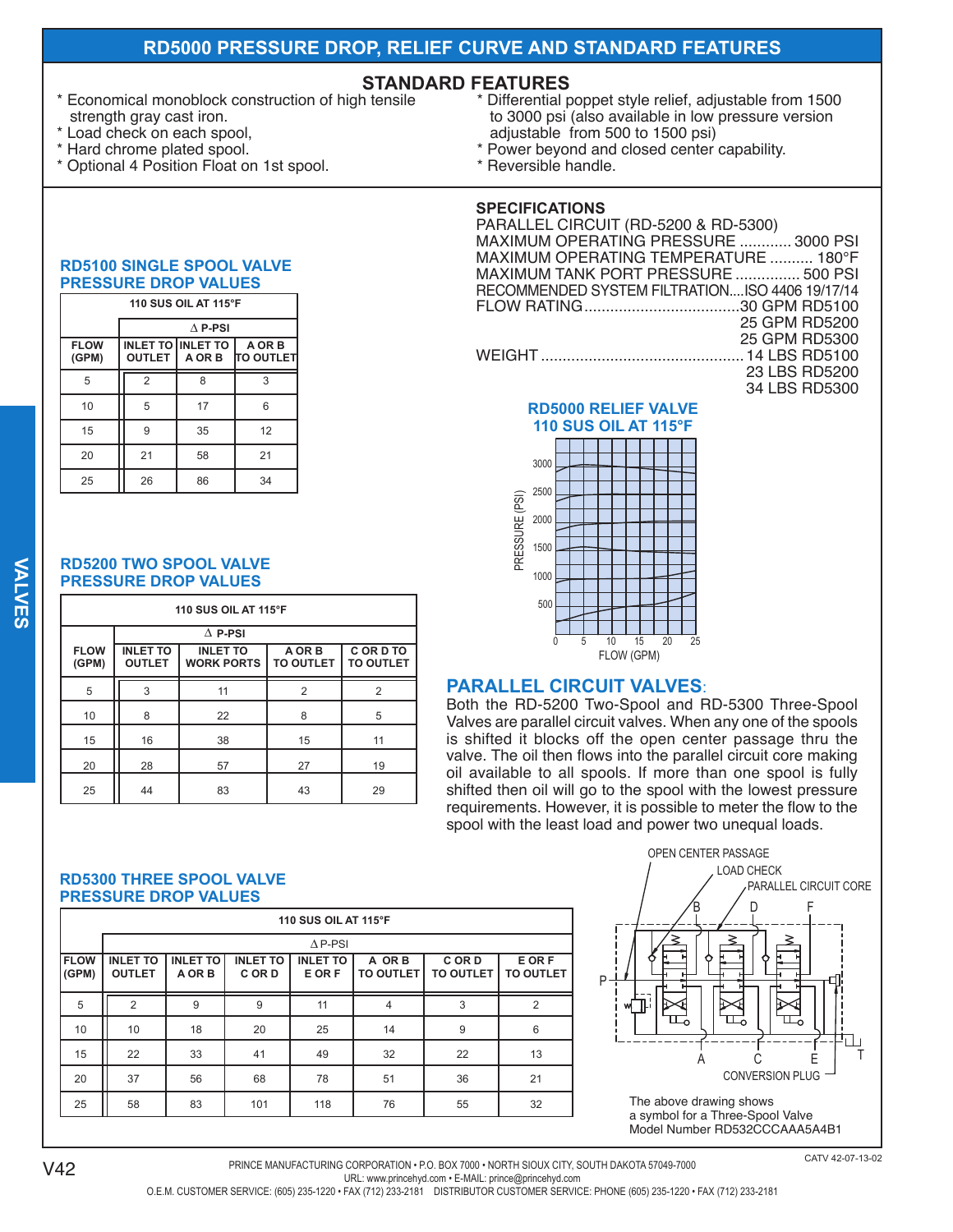# RD5000 PRESSURE DROP, RELIEF CURVE AND STANDARD FEATURES

## STANDARD FEATURES

- Economical monoblock construction of high tensile strength gray cast iron.
- Load check on each spool,
- Hard chrome plated spool.
- Optional 4 Position Float on 1st spool.
- Differential poppet style relief, adjustable from 1500 to 3000 psi (also available in low pressure version adjustable from 500 to 1500 psi)
- Power beyond and closed center capability.
- Reversible handle.

### SPECIFICATIONS

PARALLEL CIRCUIT (RD-5200 & RD-5300)
MAXIMUM OPERATING PRESSURE ............ 3000 PSI
MAXIMUM OPERATING TEMPERATURE .......... 180°F
MAXIMUM TANK PORT PRESSURE ............... 500 PSI
RECOMMENDED SYSTEM FILTRATION....ISO 4406 19/17/14
FLOW RATING....................................30 GPM RD5100
25 GPM RD5200
25 GPM RD5300
WEIGHT ............................................... 14 LBS RD5100
23 LBS RD5200
34 LBS RD5300

### RD5100 SINGLE SPOOL VALVE PRESSURE DROP VALUES

| 110 SUS OIL AT 115°F | | | |
|---|---|---|---|
| | Δ P-PSI | | |
| FLOW (GPM) | INLET TO OUTLET | INLET TO A OR B | A OR B TO OUTLET |
| 5 | 2 | 8 | 3 |
| 10 | 5 | 17 | 6 |
| 15 | 9 | 35 | 12 |
| 20 | 21 | 58 | 21 |
| 25 | 26 | 86 | 34 |

### RD5000 RELIEF VALVE 110 SUS OIL AT 115°F

PRESSURE (PSI): 500, 1000, 1500, 2000, 2500, 3000
FLOW (GPM): 0, 5, 10, 15, 20, 25

### RD5200 TWO SPOOL VALVE PRESSURE DROP VALUES

| 110 SUS OIL AT 115°F | | | | |
|---|---|---|---|---|
| | Δ P-PSI | | | |
| FLOW (GPM) | INLET TO OUTLET | INLET TO WORK PORTS | A OR B TO OUTLET | C OR D TO OUTLET |
| 5 | 3 | 11 | 2 | 2 |
| 10 | 8 | 22 | 8 | 5 |
| 15 | 16 | 38 | 15 | 11 |
| 20 | 28 | 57 | 27 | 19 |
| 25 | 44 | 83 | 43 | 29 |

## PARALLEL CIRCUIT VALVES:

Both the RD-5200 Two-Spool and RD-5300 Three-Spool Valves are parallel circuit valves. When any one of the spools is shifted it blocks off the open center passage thru the valve. The oil then flows into the parallel circuit core making oil available to all spools. If more than one spool is fully shifted then oil will go to the spool with the lowest pressure requirements. However, it is possible to meter the flow to the spool with the least load and power two unequal loads.

### RD5300 THREE SPOOL VALVE PRESSURE DROP VALUES

| 110 SUS OIL AT 115°F | | | | | | | |
|---|---|---|---|---|---|---|---|
| | Δ P-PSI | | | | | | |
| FLOW (GPM) | INLET TO OUTLET | INLET TO A OR B | INLET TO C OR D | INLET TO E OR F | A OR B TO OUTLET | C OR D TO OUTLET | E OR F TO OUTLET |
| 5 | 2 | 9 | 9 | 11 | 4 | 3 | 2 |
| 10 | 10 | 18 | 20 | 25 | 14 | 9 | 6 |
| 15 | 22 | 33 | 41 | 49 | 32 | 22 | 13 |
| 20 | 37 | 56 | 68 | 78 | 51 | 36 | 21 |
| 25 | 58 | 83 | 101 | 118 | 76 | 55 | 32 |

OPEN CENTER PASSAGE
LOAD CHECK
PARALLEL CIRCUIT CORE
B D F
P
A C E T
CONVERSION PLUG

The above drawing shows a symbol for a Three-Spool Valve Model Number RD532CCCAAA5A4B1

CATV 42-07-13-02

PRINCE MANUFACTURING CORPORATION • P.O. BOX 7000 • NORTH SIOUX CITY, SOUTH DAKOTA 57049-7000
URL: www.princehyd.com • E-MAIL: prince@princehyd.com
O.E.M. CUSTOMER SERVICE: (605) 235-1220 • FAX (712) 233-2181 DISTRIBUTOR CUSTOMER SERVICE: PHONE (605) 235-1220 • FAX (712) 233-2181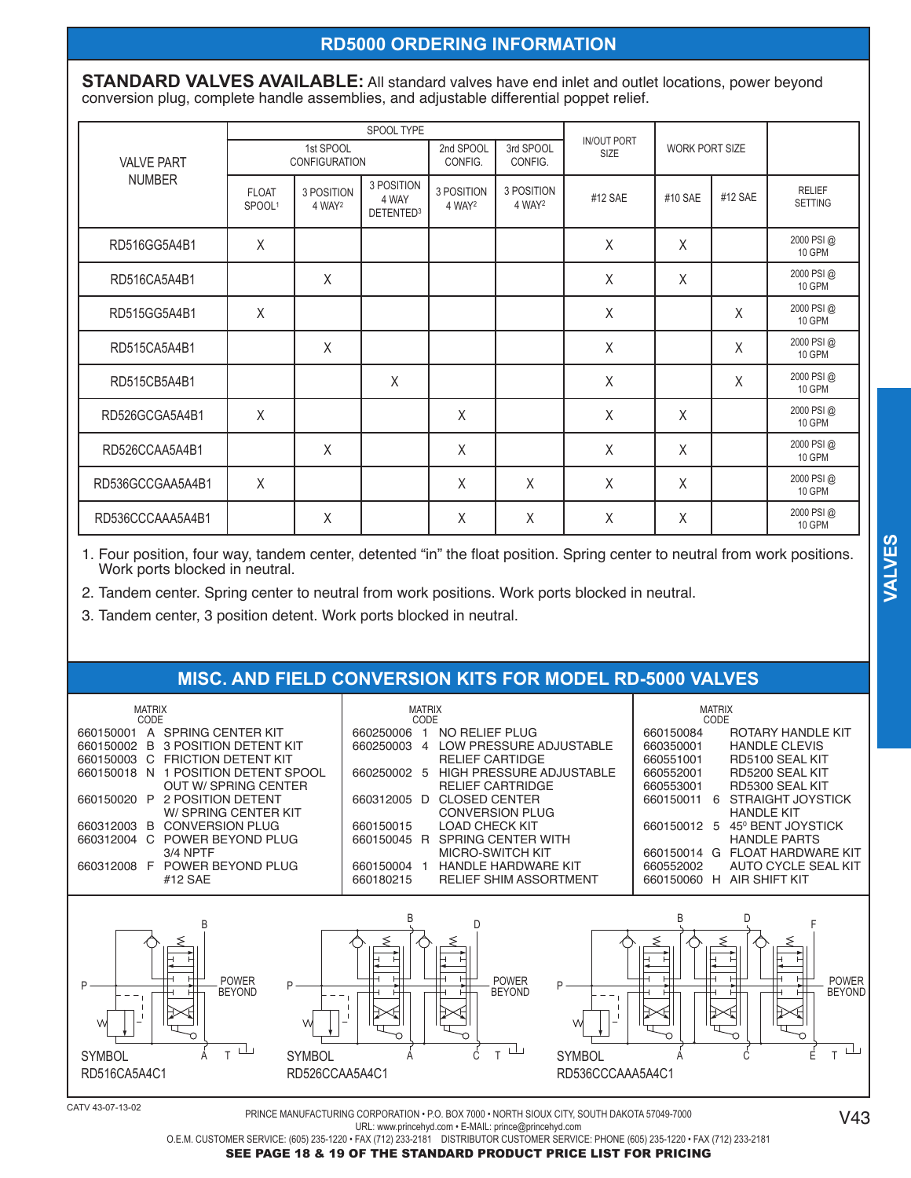## RD5000 ORDERING INFORMATION

**STANDARD VALVES AVAILABLE:** All standard valves have end inlet and outlet locations, power beyond conversion plug, complete handle assemblies, and adjustable differential poppet relief.

| VALVE PART NUMBER | SPOOL TYPE | | | | | IN/OUT PORT SIZE | WORK PORT SIZE | | |
|---|---|---|---|---|---|---|---|---|---|
| | 1st SPOOL CONFIGURATION | | | 2nd SPOOL CONFIG. | 3rd SPOOL CONFIG. | | | | |
| | FLOAT SPOOL[1] | 3 POSITION 4 WAY[2] | 3 POSITION 4 WAY DETENTED[3] | 3 POSITION 4 WAY[2] | 3 POSITION 4 WAY[2] | #12 SAE | #10 SAE | #12 SAE | RELIEF SETTING |
| RD516GG5A4B1 | X | | | | | X | X | | 2000 PSI @ 10 GPM |
| RD516CA5A4B1 | | X | | | | X | X | | 2000 PSI @ 10 GPM |
| RD515GG5A4B1 | X | | | | | X | | X | 2000 PSI @ 10 GPM |
| RD515CA5A4B1 | | X | | | | X | | X | 2000 PSI @ 10 GPM |
| RD515CB5A4B1 | | | X | | | X | | X | 2000 PSI @ 10 GPM |
| RD526GCGA5A4B1 | X | | | X | | X | X | | 2000 PSI @ 10 GPM |
| RD526CCAA5A4B1 | | X | | X | | X | X | | 2000 PSI @ 10 GPM |
| RD536GCCGAA5A4B1 | X | | | X | X | X | X | | 2000 PSI @ 10 GPM |
| RD536CCCAAA5A4B1 | | X | | X | X | X | X | | 2000 PSI @ 10 GPM |

1. Four position, four way, tandem center, detented "in" the float position. Spring center to neutral from work positions. Work ports blocked in neutral.
2. Tandem center. Spring center to neutral from work positions. Work ports blocked in neutral.
3. Tandem center, 3 position detent. Work ports blocked in neutral.

## MISC. AND FIELD CONVERSION KITS FOR MODEL RD-5000 VALVES

| Part No. | MATRIX CODE | Description |
|---|---|---|
| 660150001 | A | SPRING CENTER KIT |
| 660150002 | B | 3 POSITION DETENT KIT |
| 660150003 | C | FRICTION DETENT KIT |
| 660150018 | N | 1 POSITION DETENT SPOOL OUT W/ SPRING CENTER |
| 660150020 | P | 2 POSITION DETENT W/ SPRING CENTER KIT |
| 660312003 | B | CONVERSION PLUG |
| 660312004 | C | POWER BEYOND PLUG 3/4 NPTF |
| 660312008 | F | POWER BEYOND PLUG #12 SAE |

| Part No. | MATRIX CODE | Description |
|---|---|---|
| 660250006 | 1 | NO RELIEF PLUG |
| 660250003 | 4 | LOW PRESSURE ADJUSTABLE RELIEF CARTIDGE |
| 660250002 | 5 | HIGH PRESSURE ADJUSTABLE RELIEF CARTRIDGE |
| 660312005 | D | CLOSED CENTER CONVERSION PLUG |
| 660150015 | | LOAD CHECK KIT |
| 660150045 | R | SPRING CENTER WITH MICRO-SWITCH KIT |
| 660150004 | 1 | HANDLE HARDWARE KIT |
| 660180215 | | RELIEF SHIM ASSORTMENT |

| Part No. | MATRIX CODE | Description |
|---|---|---|
| 660150084 | | ROTARY HANDLE KIT |
| 660350001 | | HANDLE CLEVIS |
| 660551001 | | RD5100 SEAL KIT |
| 660552001 | | RD5200 SEAL KIT |
| 660553001 | | RD5300 SEAL KIT |
| 660150011 | 6 | STRAIGHT JOYSTICK HANDLE KIT |
| 660150012 | 5 | 45° BENT JOYSTICK HANDLE PARTS |
| 660150014 | G | FLOAT HARDWARE KIT |
| 660552002 | | AUTO CYCLE SEAL KIT |
| 660150060 | H | AIR SHIFT KIT |

SYMBOL RD516CA5A4C1

SYMBOL RD526CCAA5A4C1

SYMBOL RD536CCCAAA5A4C1

CATV 43-07-13-02

PRINCE MANUFACTURING CORPORATION • P.O. BOX 7000 • NORTH SIOUX CITY, SOUTH DAKOTA 57049-7000
URL: www.princehyd.com • E-MAIL: prince@princehyd.com
O.E.M. CUSTOMER SERVICE: (605) 235-1220 • FAX (712) 233-2181 DISTRIBUTOR CUSTOMER SERVICE: PHONE (605) 235-1220 • FAX (712) 233-2181

**SEE PAGE 18 & 19 OF THE STANDARD PRODUCT PRICE LIST FOR PRICING**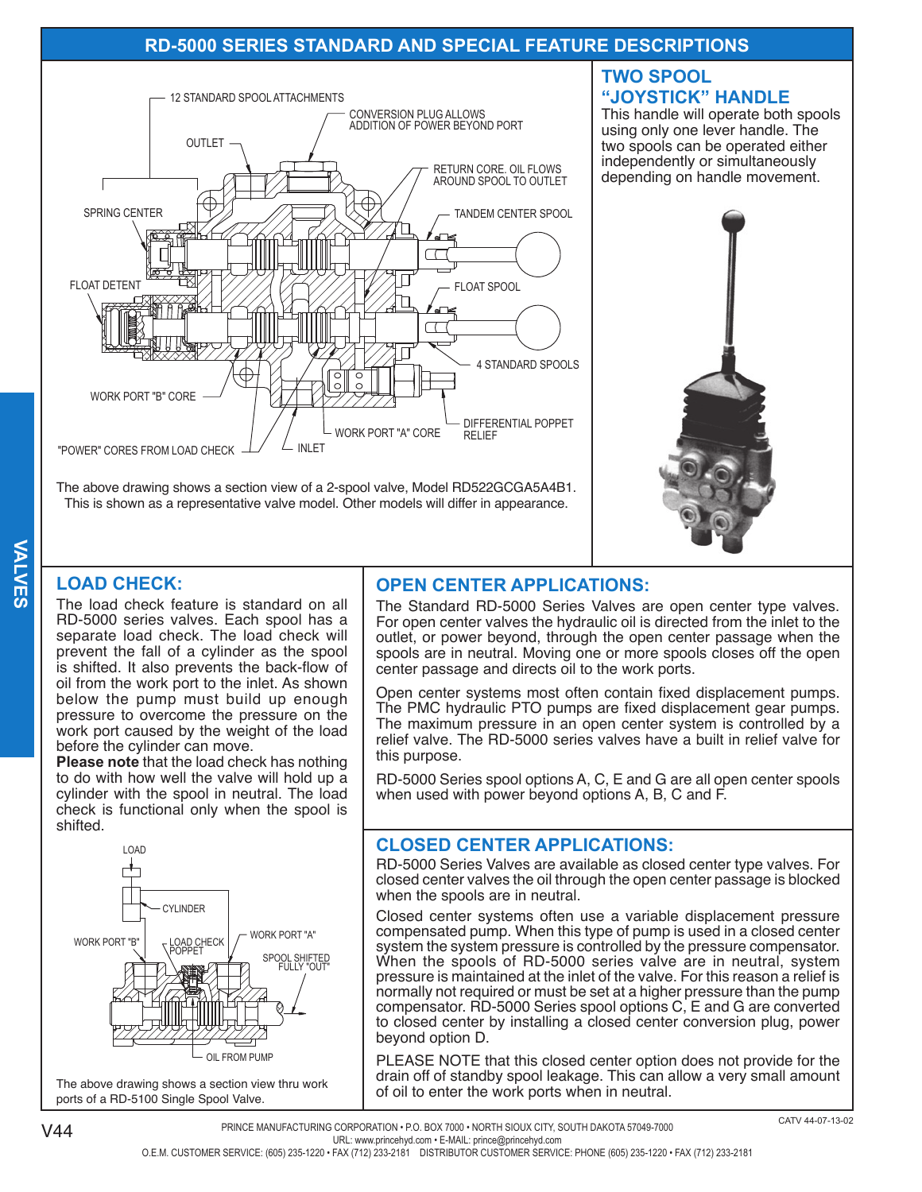# RD-5000 SERIES STANDARD AND SPECIAL FEATURE DESCRIPTIONS

12 STANDARD SPOOL ATTACHMENTS

CONVERSION PLUG ALLOWS ADDITION OF POWER BEYOND PORT

OUTLET

RETURN CORE. OIL FLOWS AROUND SPOOL TO OUTLET

SPRING CENTER

TANDEM CENTER SPOOL

FLOAT DETENT

FLOAT SPOOL

4 STANDARD SPOOLS

WORK PORT "B" CORE

DIFFERENTIAL POPPET RELIEF

WORK PORT "A" CORE

"POWER" CORES FROM LOAD CHECK

INLET

The above drawing shows a section view of a 2-spool valve, Model RD522GCGA5A4B1. This is shown as a representative valve model. Other models will differ in appearance.

## TWO SPOOL "JOYSTICK" HANDLE

This handle will operate both spools using only one lever handle. The two spools can be operated either independently or simultaneously depending on handle movement.

## LOAD CHECK:

The load check feature is standard on all RD-5000 series valves. Each spool has a separate load check. The load check will prevent the fall of a cylinder as the spool is shifted. It also prevents the back-flow of oil from the work port to the inlet. As shown below the pump must build up enough pressure to overcome the pressure on the work port caused by the weight of the load before the cylinder can move.

**Please note** that the load check has nothing to do with how well the valve will hold up a cylinder with the spool in neutral. The load check is functional only when the spool is shifted.

LOAD

CYLINDER

WORK PORT "B"

LOAD CHECK POPPET

WORK PORT "A"

SPOOL SHIFTED FULLY "OUT"

OIL FROM PUMP

The above drawing shows a section view thru work ports of a RD-5100 Single Spool Valve.

## OPEN CENTER APPLICATIONS:

The Standard RD-5000 Series Valves are open center type valves. For open center valves the hydraulic oil is directed from the inlet to the outlet, or power beyond, through the open center passage when the spools are in neutral. Moving one or more spools closes off the open center passage and directs oil to the work ports.

Open center systems most often contain fixed displacement pumps. The PMC hydraulic PTO pumps are fixed displacement gear pumps. The maximum pressure in an open center system is controlled by a relief valve. The RD-5000 series valves have a built in relief valve for this purpose.

RD-5000 Series spool options A, C, E and G are all open center spools when used with power beyond options A, B, C and F.

## CLOSED CENTER APPLICATIONS:

RD-5000 Series Valves are available as closed center type valves. For closed center valves the oil through the open center passage is blocked when the spools are in neutral.

Closed center systems often use a variable displacement pressure compensated pump. When this type of pump is used in a closed center system the system pressure is controlled by the pressure compensator. When the spools of RD-5000 series valve are in neutral, system pressure is maintained at the inlet of the valve. For this reason a relief is normally not required or must be set at a higher pressure than the pump compensator. RD-5000 Series spool options C, E and G are converted to closed center by installing a closed center conversion plug, power beyond option D.

PLEASE NOTE that this closed center option does not provide for the drain off of standby spool leakage. This can allow a very small amount of oil to enter the work ports when in neutral.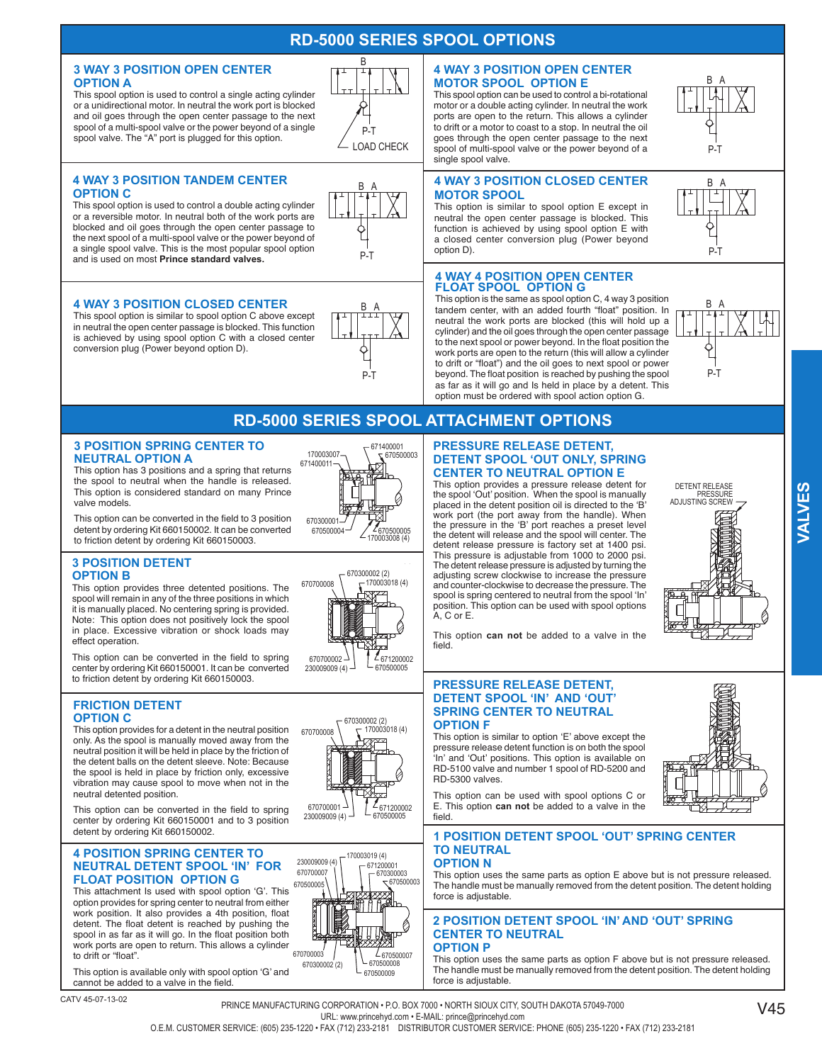# RD-5000 SERIES SPOOL OPTIONS

### 3 WAY 3 POSITION OPEN CENTER OPTION A

This spool option is used to control a single acting cylinder or a unidirectional motor. In neutral the work port is blocked and oil goes through the open center passage to the next spool of a multi-spool valve or the power beyond of a single spool valve. The "A" port is plugged for this option.

B
P-T
LOAD CHECK

### 4 WAY 3 POSITION TANDEM CENTER OPTION C

This spool option is used to control a double acting cylinder or a reversible motor. In neutral both of the work ports are blocked and oil goes through the open center passage to the next spool of a multi-spool valve or the power beyond of a single spool valve. This is the most popular spool option and is used on most **Prince standard valves.**

B A
P-T

### 4 WAY 3 POSITION CLOSED CENTER

This spool option is similar to spool option C above except in neutral the open center passage is blocked. This function is achieved by using spool option C with a closed center conversion plug (Power beyond option D).

B A
P-T

### 4 WAY 3 POSITION OPEN CENTER MOTOR SPOOL OPTION E

This spool option can be used to control a bi-rotational motor or a double acting cylinder. In neutral the work ports are open to the return. This allows a cylinder to drift or a motor to coast to a stop. In neutral the oil goes through the open center passage to the next spool of multi-spool valve or the power beyond of a single spool valve.

B A
P-T

### 4 WAY 3 POSITION CLOSED CENTER MOTOR SPOOL

This option is similar to spool option E except in neutral the open center passage is blocked. This function is achieved by using spool option E with a closed center conversion plug (Power beyond option D).

B A
P-T

### 4 WAY 4 POSITION OPEN CENTER FLOAT SPOOL OPTION G

This option is the same as spool option C, 4 way 3 position tandem center, with an added fourth "float" position. In neutral the work ports are blocked (this will hold up a cylinder) and the oil goes through the open center passage to the next spool or power beyond. In the float position the work ports are open to the return (this will allow a cylinder to drift or "float") and the oil goes to next spool or power beyond. The float position is reached by pushing the spool as far as it will go and Is held in place by a detent. This option must be ordered with spool action option G.

B A
P-T

# RD-5000 SERIES SPOOL ATTACHMENT OPTIONS

### 3 POSITION SPRING CENTER TO NEUTRAL OPTION A

This option has 3 positions and a spring that returns the spool to neutral when the handle is released. This option is considered standard on many Prince valve models.

This option can be converted in the field to 3 position detent by ordering Kit 660150002. It can be converted to friction detent by ordering Kit 660150003.

170003007, 671400011, 671400001, 670500003, 670300001, 670500004, 670500005, 170003008 (4)

### 3 POSITION DETENT OPTION B

This option provides three detented positions. The spool will remain in any of the three positions in which it is manually placed. No centering spring is provided. Note: This option does not positively lock the spool in place. Excessive vibration or shock loads may effect operation.

This option can be converted in the field to spring center by ordering Kit 660150001. It can be converted to friction detent by ordering Kit 660150003.

670700008, 670300002 (2), 170003018 (4), 670700002, 230009009 (4), 671200002, 670500005

### FRICTION DETENT OPTION C

This option provides for a detent in the neutral position only. As the spool is manually moved away from the neutral position it will be held in place by the friction of the detent balls on the detent sleeve. Note: Because the spool is held in place by friction only, excessive vibration may cause spool to move when not in the neutral detented position.

This option can be converted in the field to spring center by ordering Kit 660150001 and to 3 position detent by ordering Kit 660150002.

670700008, 670300002 (2), 170003018 (4), 670700001, 230009009 (4), 671200002, 670500005

### 4 POSITION SPRING CENTER TO NEUTRAL DETENT SPOOL 'IN' FOR FLOAT POSITION OPTION G

This attachment Is used with spool option 'G'. This option provides for spring center to neutral from either work position. It also provides a 4th position, float detent. The float detent is reached by pushing the spool in as far as it will go. In the float position both work ports are open to return. This allows a cylinder to drift or "float".

This option is available only with spool option 'G' and cannot be added to a valve in the field.

230009009 (4), 170003019 (4), 670700007, 671200001, 670500005, 670300003, 670500003, 670700003, 670500007, 670300002 (2), 670500008, 670500009

### PRESSURE RELEASE DETENT, DETENT SPOOL 'OUT ONLY, SPRING CENTER TO NEUTRAL OPTION E

This option provides a pressure release detent for the spool 'Out' position. When the spool is manually placed in the detent position oil is directed to the 'B' work port (the port away from the handle). When the pressure in the 'B' port reaches a preset level the detent will release and the spool will center. The detent release pressure is factory set at 1400 psi. This pressure is adjustable from 1000 to 2000 psi. The detent release pressure is adjusted by turning the adjusting screw clockwise to increase the pressure and counter-clockwise to decrease the pressure. The spool is spring centered to neutral from the spool 'In' position. This option can be used with spool options A, C or E.

This option **can not** be added to a valve in the field.

DETENT RELEASE PRESSURE ADJUSTING SCREW

### PRESSURE RELEASE DETENT, DETENT SPOOL 'IN' AND 'OUT' SPRING CENTER TO NEUTRAL OPTION F

This option is similar to option 'E' above except the pressure release detent function is on both the spool 'In' and 'Out' positions. This option is available on RD-5100 valve and number 1 spool of RD-5200 and RD-5300 valves.

This option can be used with spool options C or E. This option **can not** be added to a valve in the field.

### 1 POSITION DETENT SPOOL 'OUT' SPRING CENTER TO NEUTRAL OPTION N

This option uses the same parts as option E above but is not pressure released. The handle must be manually removed from the detent position. The detent holding force is adjustable.

### 2 POSITION DETENT SPOOL 'IN' AND 'OUT' SPRING CENTER TO NEUTRAL OPTION P

This option uses the same parts as option F above but is not pressure released. The handle must be manually removed from the detent position. The detent holding force is adjustable.

CATV 45-07-13-02

PRINCE MANUFACTURING CORPORATION • P.O. BOX 7000 • NORTH SIOUX CITY, SOUTH DAKOTA 57049-7000
URL: www.princehyd.com • E-MAIL: prince@princehyd.com
O.E.M. CUSTOMER SERVICE: (605) 235-1220 • FAX (712) 233-2181 DISTRIBUTOR CUSTOMER SERVICE: PHONE (605) 235-1220 • FAX (712) 233-2181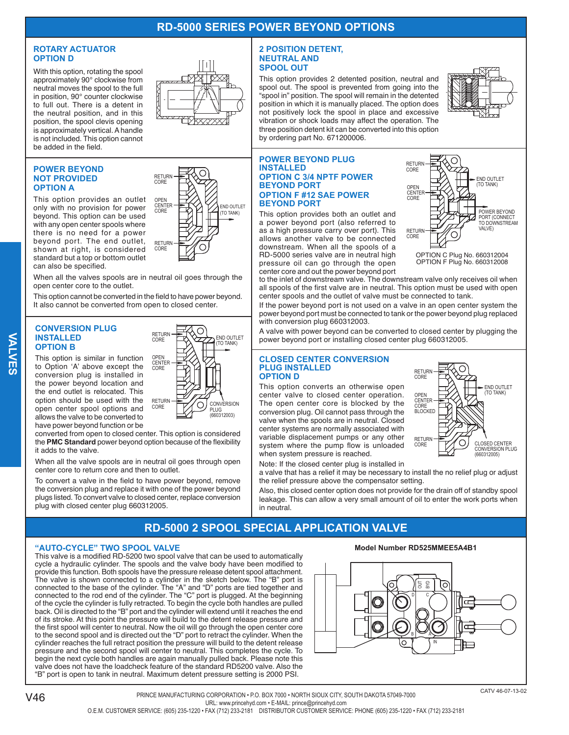# RD-5000 SERIES POWER BEYOND OPTIONS

## ROTARY ACTUATOR OPTION D

With this option, rotating the spool approximately 90° clockwise from neutral moves the spool to the full in position, 90° counter clockwise to full out. There is a detent in the neutral position, and in this position, the spool clevis opening is approximately vertical. A handle is not included. This option cannot be added in the field.

## POWER BEYOND NOT PROVIDED OPTION A

This option provides an outlet only with no provision for power beyond. This option can be used with any open center spools where there is no need for a power beyond port. The end outlet, shown at right, is considered standard but a top or bottom outlet can also be specified.

RETURN CORE
OPEN CENTER CORE
END OUTLET (TO TANK)
RETURN CORE

When all the valves spools are in neutral oil goes through the open center core to the outlet.

This option cannot be converted in the field to have power beyond. It also cannot be converted from open to closed center.

## CONVERSION PLUG INSTALLED OPTION B

This option is similar in function to Option 'A' above except the conversion plug is installed in the power beyond location and the end outlet is relocated. This option should be used with the open center spool options and allows the valve to be converted to have power beyond function or be converted from open to closed center. This option is considered the **PMC Standard** power beyond option because of the flexibility it adds to the valve.

RETURN CORE
END OUTLET (TO TANK)
OPEN CENTER CORE
RETURN CORE
CONVERSION PLUG (660312003)

When all the valve spools are in neutral oil goes through open center core to return core and then to outlet.

To convert a valve in the field to have power beyond, remove the conversion plug and replace it with one of the power beyond plugs listed. To convert valve to closed center, replace conversion plug with closed center plug 660312005.

## 2 POSITION DETENT, NEUTRAL AND SPOOL OUT

This option provides 2 detented position, neutral and spool out. The spool is prevented from going into the "spool in" position. The spool will remain in the detented position in which it is manually placed. The option does not positively lock the spool in place and excessive vibration or shock loads may affect the operation. The three position detent kit can be converted into this option by ordering part No. 671200006.

## POWER BEYOND PLUG INSTALLED OPTION C 3/4 NPTF POWER BEYOND PORT OPTION F #12 SAE POWER BEYOND PORT

This option provides both an outlet and a power beyond port (also referred to as a high pressure carry over port). This allows another valve to be connected downstream. When all the spools of a RD-5000 series valve are in neutral high pressure oil can go through the open center core and out the power beyond port to the inlet of downstream valve. The downstream valve only receives oil when all spools of the first valve are in neutral. This option must be used with open center spools and the outlet of valve must be connected to tank.

RETURN CORE
END OUTLET (TO TANK)
OPEN CENTER CORE
POWER BEYOND PORT (CONNECT TO DOWNSTREAM VALVE)
RETURN CORE

OPTION C Plug No. 660312004
OPTION F Plug No. 660312008

If the power beyond port is not used on a valve in an open center system the power beyond port must be connected to tank or the power beyond plug replaced with conversion plug 660312003.

A valve with power beyond can be converted to closed center by plugging the power beyond port or installing closed center plug 660312005.

## CLOSED CENTER CONVERSION PLUG INSTALLED OPTION D

This option converts an otherwise open center valve to closed center operation. The open center core is blocked by the conversion plug. Oil cannot pass through the valve when the spools are in neutral. Closed center systems are normally associated with variable displacement pumps or any other system where the pump flow is unloaded when system pressure is reached.

RETURN CORE
END OUTLET (TO TANK)
OPEN CENTER CORE BLOCKED
RETURN CORE
CLOSED CENTER CONVERSION PLUG (660312005)

Note: If the closed center plug is installed in a valve that has a relief it may be necessary to install the no relief plug or adjust the relief pressure above the compensator setting.

Also, this closed center option does not provide for the drain off of standby spool leakage. This can allow a very small amount of oil to enter the work ports when in neutral.

# RD-5000 2 SPOOL SPECIAL APPLICATION VALVE

## "AUTO-CYCLE" TWO SPOOL VALVE

This valve is a modified RD-5200 two spool valve that can be used to automatically cycle a hydraulic cylinder. The spools and the valve body have been modified to provide this function. Both spools have the pressure release detent spool attachment. The valve is shown connected to a cylinder in the sketch below. The "B" port is connected to the base of the cylinder. The "A" and "D" ports are tied together and connected to the rod end of the cylinder. The "C" port is plugged. At the beginning of the cycle the cylinder is fully retracted. To begin the cycle both handles are pulled back. Oil is directed to the "B" port and the cylinder will extend until it reaches the end of its stroke. At this point the pressure will build to the detent release pressure and the first spool will center to neutral. Now the oil will go through the open center core to the second spool and is directed out the "D" port to retract the cylinder. When the cylinder reaches the full retract position the pressure will build to the detent release pressure and the second spool will center to neutral. This completes the cycle. To begin the next cycle both handles are again manually pulled back. Please note this valve does not have the loadcheck feature of the standard RD5200 valve. Also the "B" port is open to tank in neutral. Maximum detent pressure setting is 2000 PSI.

**Model Number RD525MMEE5A4B1**

OUT BYD D C B A IN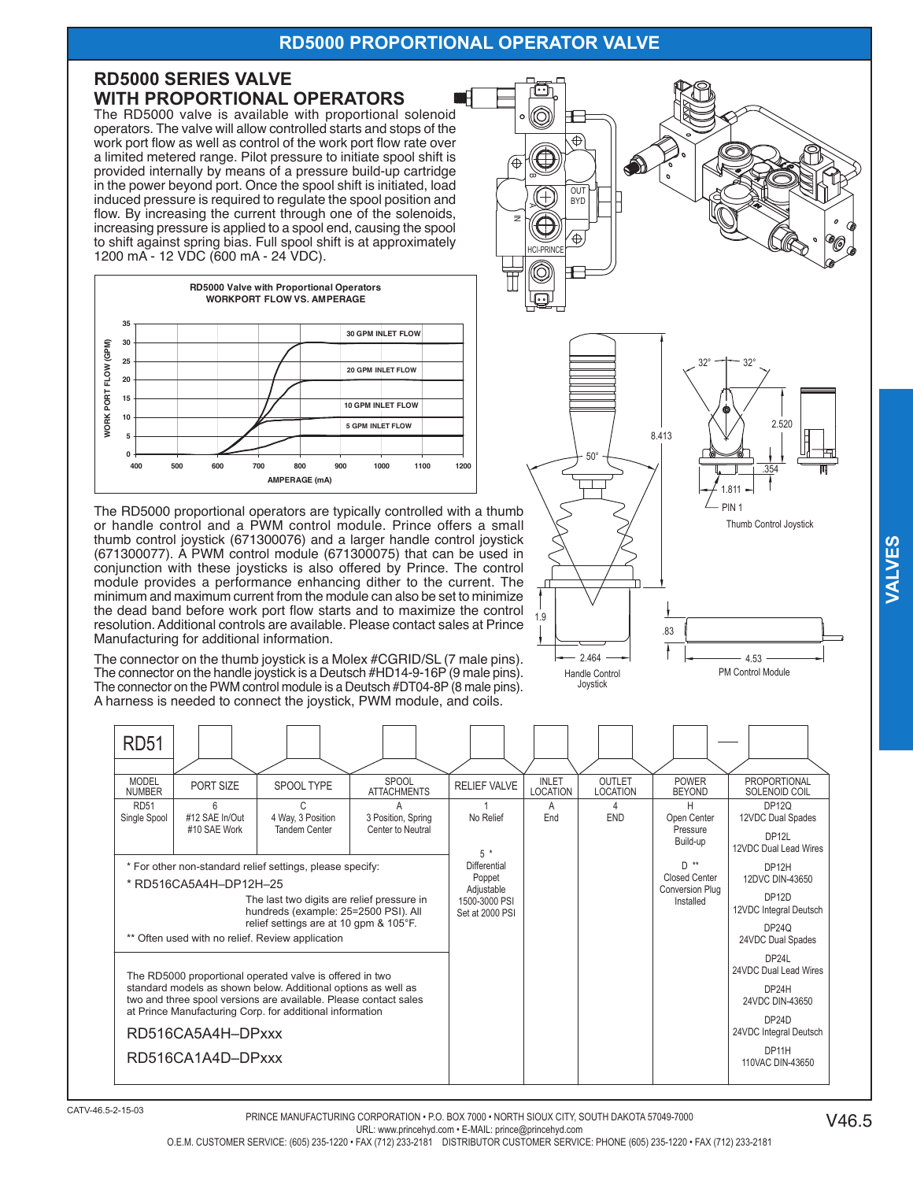## RD5000 PROPORTIONAL OPERATOR VALVE

### RD5000 SERIES VALVE WITH PROPORTIONAL OPERATORS

The RD5000 valve is available with proportional solenoid operators. The valve will allow controlled starts and stops of the work port flow as well as control of the work port flow rate over a limited metered range. Pilot pressure to initiate spool shift is provided internally by means of a pressure build-up cartridge in the power beyond port. Once the spool shift is initiated, load induced pressure is required to regulate the spool position and flow. By increasing the current through one of the solenoids, increasing pressure is applied to a spool end, causing the spool to shift against spring bias. Full spool shift is at approximately 1200 mA - 12 VDC (600 mA - 24 VDC).

**RD5000 Valve with Proportional Operators**
**WORKPORT FLOW VS. AMPERAGE**

(Chart: WORK PORT FLOW (GPM) 0–35 vs. AMPERAGE (mA) 400–1200; curves for 30 GPM INLET FLOW, 20 GPM INLET FLOW, 10 GPM INLET FLOW, 5 GPM INLET FLOW)

The RD5000 proportional operators are typically controlled with a thumb or handle control and a PWM control module. Prince offers a small thumb control joystick (671300076) and a larger handle control joystick (671300077). A PWM control module (671300075) that can be used in conjunction with these joysticks is also offered by Prince. The control module provides a performance enhancing dither to the current. The minimum and maximum current from the module can also be set to minimize the dead band before work port flow starts and to maximize the control resolution. Additional controls are available. Please contact sales at Prince Manufacturing for additional information.

The connector on the thumb joystick is a Molex #CGRID/SL (7 male pins). The connector on the handle joystick is a Deutsch #HD14-9-16P (9 male pins). The connector on the PWM control module is a Deutsch #DT04-8P (8 male pins). A harness is needed to connect the joystick, PWM module, and coils.

Handle Control Joystick (8.413, 50°, 1.9, 2.464)

Thumb Control Joystick (32°, 32°, 2.520, .354, 1.811, PIN 1)

PM Control Module (.83, 4.53)

| MODEL NUMBER | PORT SIZE | SPOOL TYPE | SPOOL ATTACHMENTS | RELIEF VALVE | INLET LOCATION | OUTLET LOCATION | POWER BEYOND | PROPORTIONAL SOLENOID COIL |
|---|---|---|---|---|---|---|---|---|
| RD51 Single Spool | 6 #12 SAE In/Out #10 SAE Work | C 4 Way, 3 Position Tandem Center | A 3 Position, Spring Center to Neutral | 1 No Relief | A End | 4 END | H Open Center Pressure Build-up | DP12Q 12VDC Dual Spades |
| | | | | 5 * Differential Poppet Adjustable 1500-3000 PSI Set at 2000 PSI | | | D ** Closed Center Conversion Plug Installed | DP12L 12VDC Dual Lead Wires |
| | | | | | | | | DP12H 12VDC DIN-43650 |
| | | | | | | | | DP12D 12VDC Integral Deutsch |
| | | | | | | | | DP24Q 24VDC Dual Spades |
| | | | | | | | | DP24L 24VDC Dual Lead Wires |
| | | | | | | | | DP24H 24VDC DIN-43650 |
| | | | | | | | | DP24D 24VDC Integral Deutsch |
| | | | | | | | | DP11H 110VAC DIN-43650 |

\* For other non-standard relief settings, please specify:
\* RD516CA5A4H–DP12H–25
The last two digits are relief pressure in hundreds (example: 25=2500 PSI). All relief settings are at 10 gpm & 105°F.
\*\* Often used with no relief. Review application

The RD5000 proportional operated valve is offered in two standard models as shown below. Additional options as well as two and three spool versions are available. Please contact sales at Prince Manufacturing Corp. for additional information

RD516CA5A4H–DPxxx

RD516CA1A4D–DPxxx

CATV-46.5-2-15-03

PRINCE MANUFACTURING CORPORATION • P.O. BOX 7000 • NORTH SIOUX CITY, SOUTH DAKOTA 57049-7000
URL: www.princehyd.com • E-MAIL: prince@princehyd.com
O.E.M. CUSTOMER SERVICE: (605) 235-1220 • FAX (712) 233-2181 DISTRIBUTOR CUSTOMER SERVICE: PHONE (605) 235-1220 • FAX (712) 233-2181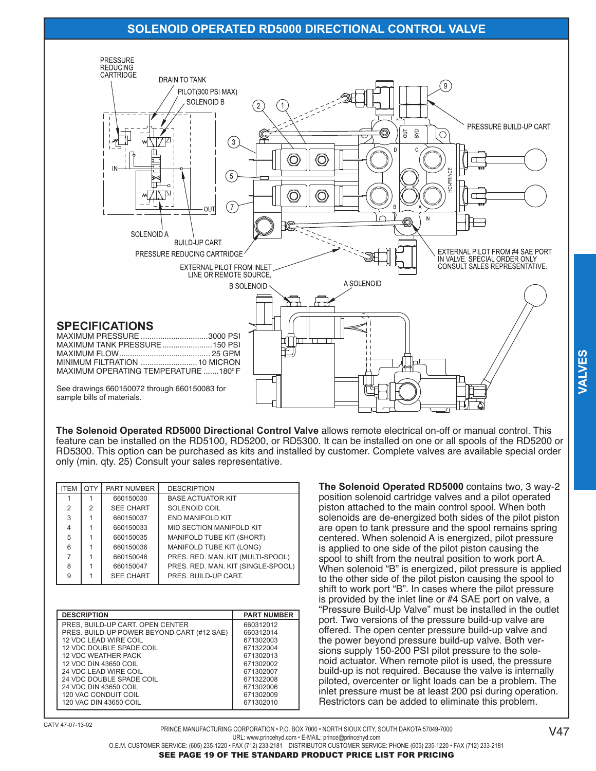# SOLENOID OPERATED RD5000 DIRECTIONAL CONTROL VALVE

PRESSURE REDUCING CARTRIDGE

DRAIN TO TANK

PILOT(300 PSI MAX)

SOLENOID B

IN

OUT

SOLENOID A

BUILD-UP CART.

PRESSURE REDUCING CARTRIDGE

EXTERNAL PILOT FROM INLET LINE OR REMOTE SOURCE.

PRESSURE BUILD-UP CART.

EXTERNAL PILOT FROM #4 SAE PORT IN VALVE. SPECIAL ORDER ONLY CONSULT SALES REPRESENTATIVE.

B SOLENOID

A SOLENOID

## SPECIFICATIONS

MAXIMUM PRESSURE ............................... 3000 PSI
MAXIMUM TANK PRESSURE ....................... 150 PSI
MAXIMUM FLOW ......................................... 25 GPM
MINIMUM FILTRATION .......................... 10 MICRON
MAXIMUM OPERATING TEMPERATURE ....... 180° F

See drawings 660150072 through 660150083 for sample bills of materials.

**The Solenoid Operated RD5000 Directional Control Valve** allows remote electrical on-off or manual control. This feature can be installed on the RD5100, RD5200, or RD5300. It can be installed on one or all spools of the RD5200 or RD5300. This option can be purchased as kits and installed by customer. Complete valves are available special order only (min. qty. 25) Consult your sales representative.

| ITEM | QTY | PART NUMBER | DESCRIPTION |
|---|---|---|---|
| 1 | 1 | 660150030 | BASE ACTUATOR KIT |
| 2 | 2 | SEE CHART | SOLENOID COIL |
| 3 | 1 | 660150037 | END MANIFOLD KIT |
| 4 | 1 | 660150033 | MID SECTION MANIFOLD KIT |
| 5 | 1 | 660150035 | MANIFOLD TUBE KIT (SHORT) |
| 6 | 1 | 660150036 | MANIFOLD TUBE KIT (LONG) |
| 7 | 1 | 660150046 | PRES. RED. MAN. KIT (MULTI-SPOOL) |
| 8 | 1 | 660150047 | PRES. RED. MAN. KIT (SINGLE-SPOOL) |
| 9 | 1 | SEE CHART | PRES. BUILD-UP CART. |

| DESCRIPTION | PART NUMBER |
|---|---|
| PRES. BUILD-UP CART. OPEN CENTER | 660312012 |
| PRES. BUILD-UP POWER BEYOND CART (#12 SAE) | 660312014 |
| 12 VDC LEAD WIRE COIL | 671302003 |
| 12 VDC DOUBLE SPADE COIL | 671322004 |
| 12 VDC WEATHER PACK | 671302013 |
| 12 VDC DIN 43650 COIL | 671302002 |
| 24 VDC LEAD WIRE COIL | 671302007 |
| 24 VDC DOUBLE SPADE COIL | 671322008 |
| 24 VDC DIN 43650 COIL | 671302006 |
| 120 VAC CONDUIT COIL | 671302009 |
| 120 VAC DIN 43650 COIL | 671302010 |

**The Solenoid Operated RD5000** contains two, 3 way-2 position solenoid cartridge valves and a pilot operated piston attached to the main control spool. When both solenoids are de-energized both sides of the pilot piston are open to tank pressure and the spool remains spring centered. When solenoid A is energized, pilot pressure is applied to one side of the pilot piston causing the spool to shift from the neutral position to work port A. When solenoid "B" is energized, pilot pressure is applied to the other side of the pilot piston causing the spool to shift to work port "B". In cases where the pilot pressure is provided by the inlet line or #4 SAE port on valve, a "Pressure Build-Up Valve" must be installed in the outlet port. Two versions of the pressure build-up valve are offered. The open center pressure build-up valve and the power beyond pressure build-up valve. Both versions supply 150-200 PSI pilot pressure to the solenoid actuator. When remote pilot is used, the pressure build-up is not required. Because the valve is internally piloted, overcenter or light loads can be a problem. The inlet pressure must be at least 200 psi during operation. Restrictors can be added to eliminate this problem.

CATV 47-07-13-02

PRINCE MANUFACTURING CORPORATION • P.O. BOX 7000 • NORTH SIOUX CITY, SOUTH DAKOTA 57049-7000
URL: www.princehyd.com • E-MAIL: prince@princehyd.com
O.E.M. CUSTOMER SERVICE: (605) 235-1220 • FAX (712) 233-2181 DISTRIBUTOR CUSTOMER SERVICE: PHONE (605) 235-1220 • FAX (712) 233-2181

**SEE PAGE 19 OF THE STANDARD PRODUCT PRICE LIST FOR PRICING**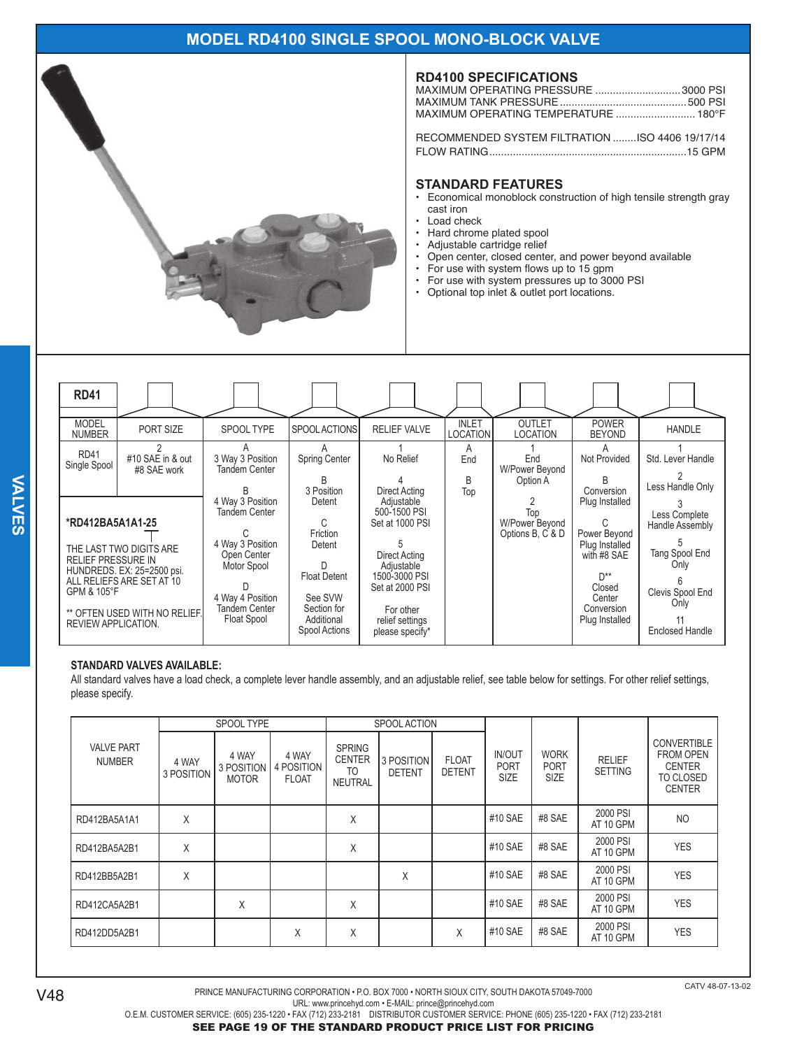# MODEL RD4100 SINGLE SPOOL MONO-BLOCK VALVE

## RD4100 SPECIFICATIONS

MAXIMUM OPERATING PRESSURE ............................. 3000 PSI
MAXIMUM TANK PRESSURE ........................................... 500 PSI
MAXIMUM OPERATING TEMPERATURE ........................... 180°F

RECOMMENDED SYSTEM FILTRATION ........ISO 4406 19/17/14
FLOW RATING.................................................................. 15 GPM

## STANDARD FEATURES

- Economical monoblock construction of high tensile strength gray cast iron
- Load check
- Hard chrome plated spool
- Adjustable cartridge relief
- Open center, closed center, and power beyond available
- For use with system flows up to 15 gpm
- For use with system pressures up to 3000 PSI
- Optional top inlet & outlet port locations.

| RD41 MODEL NUMBER | PORT SIZE | SPOOL TYPE | SPOOL ACTIONS | RELIEF VALVE | INLET LOCATION | OUTLET LOCATION | POWER BEYOND | HANDLE |
|---|---|---|---|---|---|---|---|---|
| RD41 Single Spool | 2 #10 SAE in & out #8 SAE work | A 3 Way 3 Position Tandem Center | A Spring Center | 1 No Relief | A End | 1 End W/Power Beyond Option A | A Not Provided | 1 Std. Lever Handle |
| | | B 4 Way 3 Position Tandem Center | B 3 Position Detent | 4 Direct Acting Adjustable 500-1500 PSI Set at 1000 PSI | B Top | 2 Top W/Power Beyond Options B, C & D | B Conversion Plug Installed | 2 Less Handle Only |
| | | C 4 Way 3 Position Open Center Motor Spool | C Friction Detent | 5 Direct Acting Adjustable 1500-3000 PSI Set at 2000 PSI | | | C Power Beyond Plug Installed with #8 SAE | 3 Less Complete Handle Assembly |
| | | D 4 Way 4 Position Tandem Center Float Spool | D Float Detent | For other relief settings please specify* | | | D** Closed Center Conversion Plug Installed | 5 Tang Spool End Only |
| | | | See SVW Section for Additional Spool Actions | | | | | 6 Clevis Spool End Only |
| | | | | | | | | 11 Enclosed Handle |

***RD412BA5A1A1-25**

THE LAST TWO DIGITS ARE RELIEF PRESSURE IN HUNDREDS. EX: 25=2500 psi. ALL RELIEFS ARE SET AT 10 GPM & 105°F

** OFTEN USED WITH NO RELIEF. REVIEW APPLICATION.

**STANDARD VALVES AVAILABLE:**

All standard valves have a load check, a complete lever handle assembly, and an adjustable relief, see table below for settings. For other relief settings, please specify.

| VALVE PART NUMBER | SPOOL TYPE | | | SPOOL ACTION | | | IN/OUT PORT SIZE | WORK PORT SIZE | RELIEF SETTING | CONVERTIBLE FROM OPEN CENTER TO CLOSED CENTER |
|---|---|---|---|---|---|---|---|---|---|---|
| | 4 WAY 3 POSITION | 4 WAY 3 POSITION MOTOR | 4 WAY 4 POSITION FLOAT | SPRING CENTER TO NEUTRAL | 3 POSITION DETENT | FLOAT DETENT | | | | |
| RD412BA5A1A1 | X | | | X | | | #10 SAE | #8 SAE | 2000 PSI AT 10 GPM | NO |
| RD412BA5A2B1 | X | | | X | | | #10 SAE | #8 SAE | 2000 PSI AT 10 GPM | YES |
| RD412BB5A2B1 | X | | | | X | | #10 SAE | #8 SAE | 2000 PSI AT 10 GPM | YES |
| RD412CA5A2B1 | | X | | X | | | #10 SAE | #8 SAE | 2000 PSI AT 10 GPM | YES |
| RD412DD5A2B1 | | | X | X | | X | #10 SAE | #8 SAE | 2000 PSI AT 10 GPM | YES |

CATV 48-07-13-02

PRINCE MANUFACTURING CORPORATION • P.O. BOX 7000 • NORTH SIOUX CITY, SOUTH DAKOTA 57049-7000
URL: www.princehyd.com • E-MAIL: prince@princehyd.com
O.E.M. CUSTOMER SERVICE: (605) 235-1220 • FAX (712) 233-2181 DISTRIBUTOR CUSTOMER SERVICE: PHONE (605) 235-1220 • FAX (712) 233-2181

**SEE PAGE 19 OF THE STANDARD PRODUCT PRICE LIST FOR PRICING**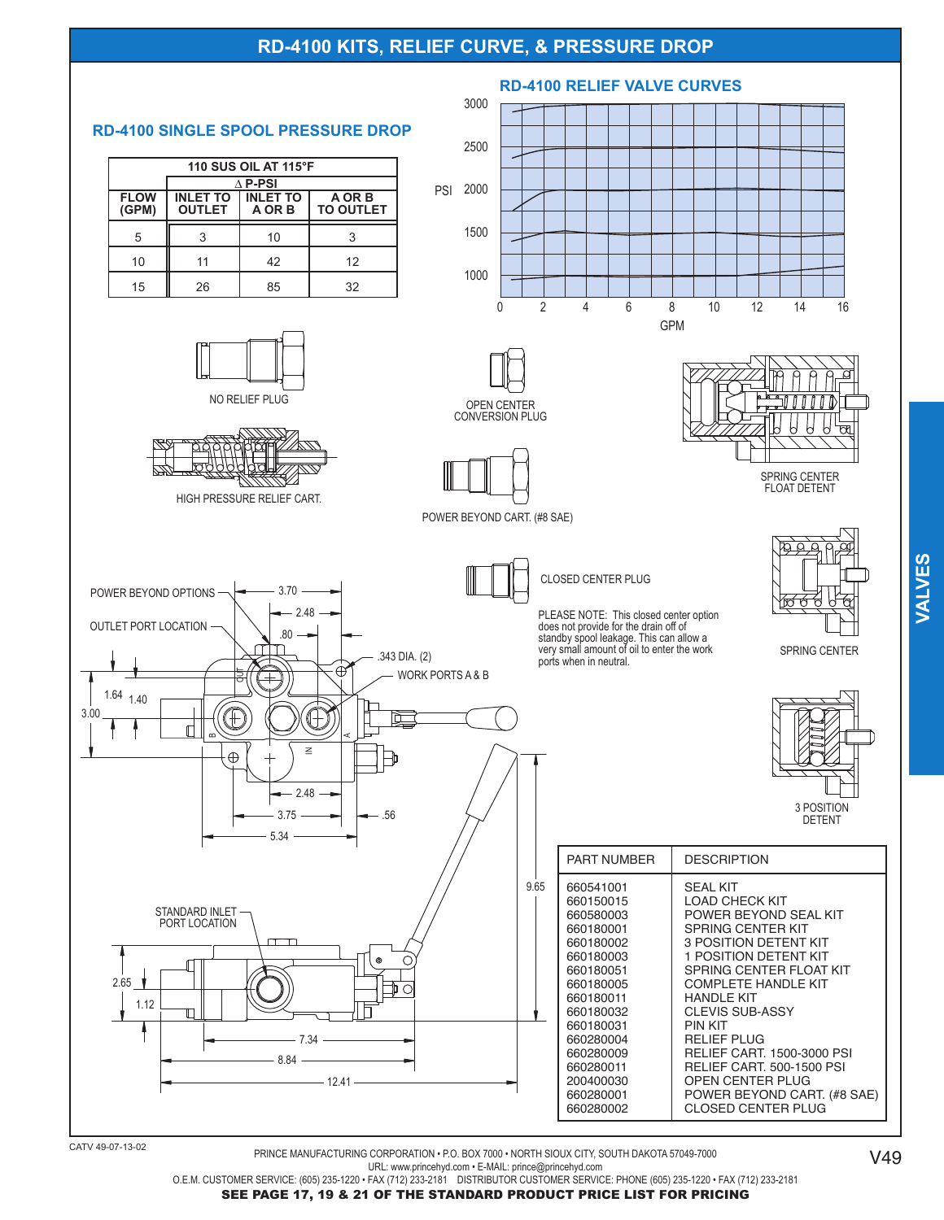# RD-4100 KITS, RELIEF CURVE, & PRESSURE DROP

## RD-4100 SINGLE SPOOL PRESSURE DROP

| 110 SUS OIL AT 115°F | | | |
|---|---|---|---|
| | Δ P-PSI | | |
| FLOW (GPM) | INLET TO OUTLET | INLET TO A OR B | A OR B TO OUTLET |
| 5 | 3 | 10 | 3 |
| 10 | 11 | 42 | 12 |
| 15 | 26 | 85 | 32 |

## RD-4100 RELIEF VALVE CURVES

PSI
3000
2500
2000
1500
1000
0 2 4 6 8 10 12 14 16
GPM

NO RELIEF PLUG

HIGH PRESSURE RELIEF CART.

OPEN CENTER CONVERSION PLUG

POWER BEYOND CART. (#8 SAE)

SPRING CENTER FLOAT DETENT

CLOSED CENTER PLUG

PLEASE NOTE: This closed center option does not provide for the drain off of standby spool leakage. This can allow a very small amount of oil to enter the work ports when in neutral.

SPRING CENTER

3 POSITION DETENT

POWER BEYOND OPTIONS
OUTLET PORT LOCATION
3.70
2.48
.80
.343 DIA. (2)
WORK PORTS A & B
1.64
1.40
3.00
OUT
B
A
IN
2.48
3.75
.56
5.34
9.65
STANDARD INLET PORT LOCATION
2.65
1.12
7.34
8.84
12.41

| PART NUMBER | DESCRIPTION |
|---|---|
| 660541001 | SEAL KIT |
| 660150015 | LOAD CHECK KIT |
| 660580003 | POWER BEYOND SEAL KIT |
| 660180001 | SPRING CENTER KIT |
| 660180002 | 3 POSITION DETENT KIT |
| 660180003 | 1 POSITION DETENT KIT |
| 660180051 | SPRING CENTER FLOAT KIT |
| 660180005 | COMPLETE HANDLE KIT |
| 660180011 | HANDLE KIT |
| 660180032 | CLEVIS SUB-ASSY |
| 660180031 | PIN KIT |
| 660280004 | RELIEF PLUG |
| 660280009 | RELIEF CART. 1500-3000 PSI |
| 660280011 | RELIEF CART. 500-1500 PSI |
| 200400030 | OPEN CENTER PLUG |
| 660280001 | POWER BEYOND CART. (#8 SAE) |
| 660280002 | CLOSED CENTER PLUG |

VALVES

CATV 49-07-13-02

PRINCE MANUFACTURING CORPORATION • P.O. BOX 7000 • NORTH SIOUX CITY, SOUTH DAKOTA 57049-7000
URL: www.princehyd.com • E-MAIL: prince@princehyd.com
O.E.M. CUSTOMER SERVICE: (605) 235-1220 • FAX (712) 233-2181 DISTRIBUTOR CUSTOMER SERVICE: PHONE (605) 235-1220 • FAX (712) 233-2181

**SEE PAGE 17, 19 & 21 OF THE STANDARD PRODUCT PRICE LIST FOR PRICING**